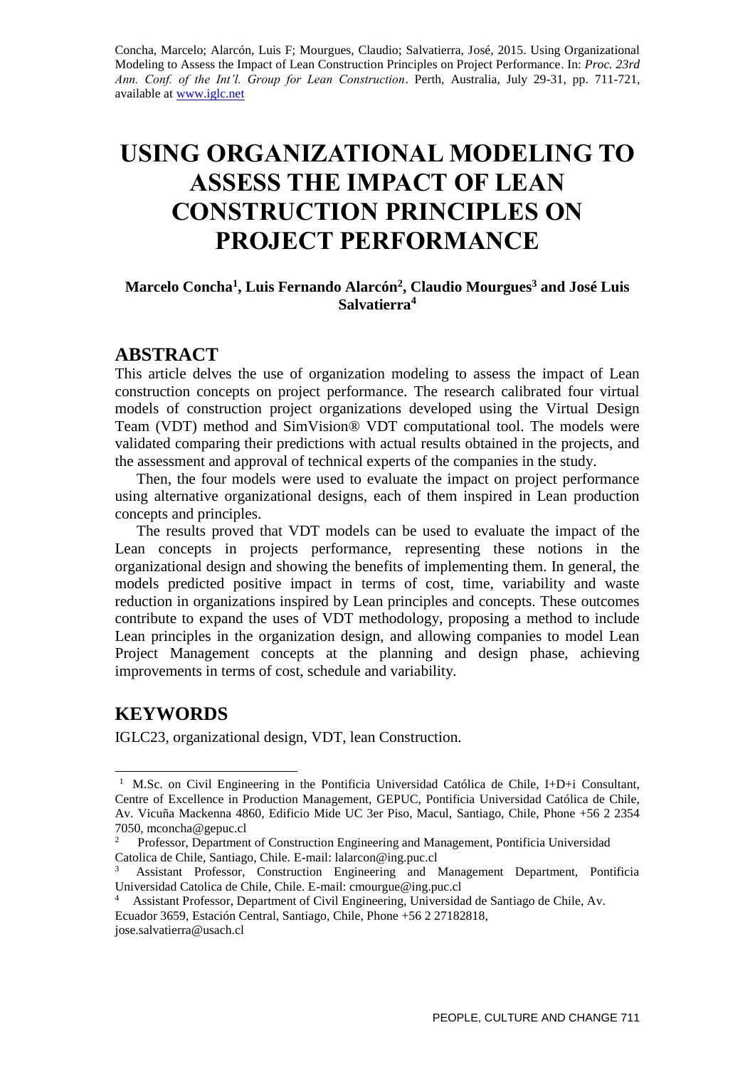Concha, Marcelo; Alarcón, Luis F; Mourgues, Claudio; Salvatierra, José, 2015. Using Organizational Modeling to Assess the Impact of Lean Construction Principles on Project Performance. In: *Proc. 23rd Ann. Conf. of the Int'l. Group for Lean Construction*. Perth, Australia, July 29-31, pp. 711-721, available at www.iglc.net

# USING ORGANIZATIONAL MODELING TO ASSESS THE IMPACT OF LEAN CONSTRUCTION PRINCIPLES ON PROJECT PERFORMANCE

**Marcelo Concha[1], Luis Fernando Alarcón[2], Claudio Mourgues[3] and José Luis Salvatierra[4]**

## ABSTRACT

This article delves the use of organization modeling to assess the impact of Lean construction concepts on project performance. The research calibrated four virtual models of construction project organizations developed using the Virtual Design Team (VDT) method and SimVision® VDT computational tool. The models were validated comparing their predictions with actual results obtained in the projects, and the assessment and approval of technical experts of the companies in the study.

Then, the four models were used to evaluate the impact on project performance using alternative organizational designs, each of them inspired in Lean production concepts and principles.

The results proved that VDT models can be used to evaluate the impact of the Lean concepts in projects performance, representing these notions in the organizational design and showing the benefits of implementing them. In general, the models predicted positive impact in terms of cost, time, variability and waste reduction in organizations inspired by Lean principles and concepts. These outcomes contribute to expand the uses of VDT methodology, proposing a method to include Lean principles in the organization design, and allowing companies to model Lean Project Management concepts at the planning and design phase, achieving improvements in terms of cost, schedule and variability.

## KEYWORDS

IGLC23, organizational design, VDT, lean Construction.

---

[1] M.Sc. on Civil Engineering in the Pontificia Universidad Católica de Chile, I+D+i Consultant, Centre of Excellence in Production Management, GEPUC, Pontificia Universidad Católica de Chile, Av. Vicuña Mackenna 4860, Edificio Mide UC 3er Piso, Macul, Santiago, Chile, Phone +56 2 2354 7050, mconcha@gepuc.cl

[2] Professor, Department of Construction Engineering and Management, Pontificia Universidad Catolica de Chile, Santiago, Chile. E-mail: lalarcon@ing.puc.cl

[3] Assistant Professor, Construction Engineering and Management Department, Pontificia Universidad Catolica de Chile, Chile. E-mail: cmourgue@ing.puc.cl

[4] Assistant Professor, Department of Civil Engineering, Universidad de Santiago de Chile, Av. Ecuador 3659, Estación Central, Santiago, Chile, Phone +56 2 27182818, jose.salvatierra@usach.cl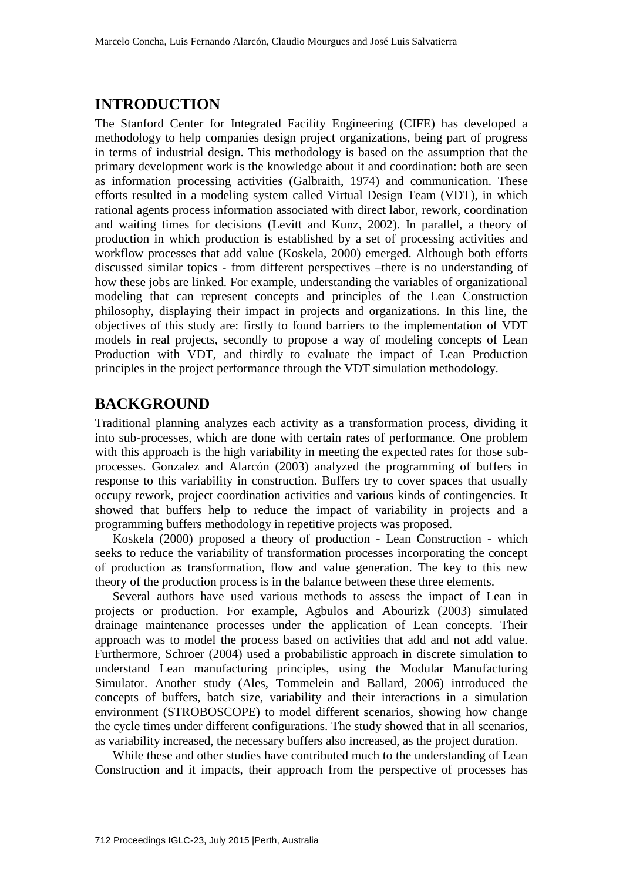## INTRODUCTION

The Stanford Center for Integrated Facility Engineering (CIFE) has developed a methodology to help companies design project organizations, being part of progress in terms of industrial design. This methodology is based on the assumption that the primary development work is the knowledge about it and coordination: both are seen as information processing activities (Galbraith, 1974) and communication. These efforts resulted in a modeling system called Virtual Design Team (VDT), in which rational agents process information associated with direct labor, rework, coordination and waiting times for decisions (Levitt and Kunz, 2002). In parallel, a theory of production in which production is established by a set of processing activities and workflow processes that add value (Koskela, 2000) emerged. Although both efforts discussed similar topics - from different perspectives –there is no understanding of how these jobs are linked. For example, understanding the variables of organizational modeling that can represent concepts and principles of the Lean Construction philosophy, displaying their impact in projects and organizations. In this line, the objectives of this study are: firstly to found barriers to the implementation of VDT models in real projects, secondly to propose a way of modeling concepts of Lean Production with VDT, and thirdly to evaluate the impact of Lean Production principles in the project performance through the VDT simulation methodology.

## BACKGROUND

Traditional planning analyzes each activity as a transformation process, dividing it into sub-processes, which are done with certain rates of performance. One problem with this approach is the high variability in meeting the expected rates for those sub-processes. Gonzalez and Alarcón (2003) analyzed the programming of buffers in response to this variability in construction. Buffers try to cover spaces that usually occupy rework, project coordination activities and various kinds of contingencies. It showed that buffers help to reduce the impact of variability in projects and a programming buffers methodology in repetitive projects was proposed.

Koskela (2000) proposed a theory of production - Lean Construction - which seeks to reduce the variability of transformation processes incorporating the concept of production as transformation, flow and value generation. The key to this new theory of the production process is in the balance between these three elements.

Several authors have used various methods to assess the impact of Lean in projects or production. For example, Agbulos and Abourizk (2003) simulated drainage maintenance processes under the application of Lean concepts. Their approach was to model the process based on activities that add and not add value. Furthermore, Schroer (2004) used a probabilistic approach in discrete simulation to understand Lean manufacturing principles, using the Modular Manufacturing Simulator. Another study (Ales, Tommelein and Ballard, 2006) introduced the concepts of buffers, batch size, variability and their interactions in a simulation environment (STROBOSCOPE) to model different scenarios, showing how change the cycle times under different configurations. The study showed that in all scenarios, as variability increased, the necessary buffers also increased, as the project duration.

While these and other studies have contributed much to the understanding of Lean Construction and it impacts, their approach from the perspective of processes has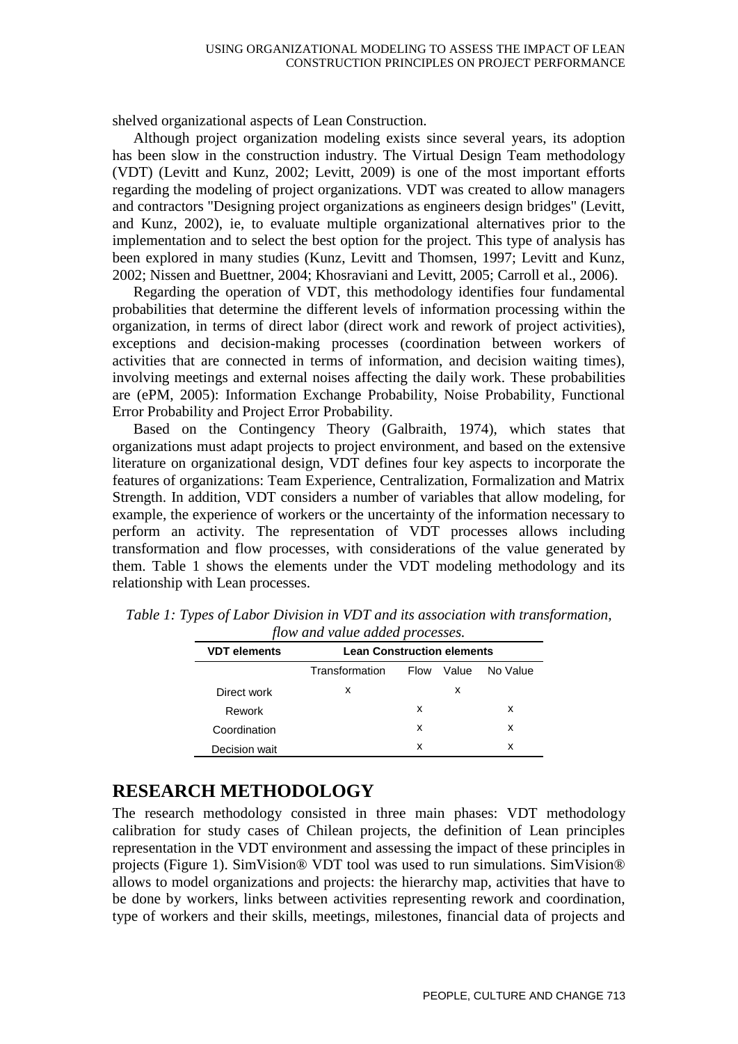shelved organizational aspects of Lean Construction.

Although project organization modeling exists since several years, its adoption has been slow in the construction industry. The Virtual Design Team methodology (VDT) (Levitt and Kunz, 2002; Levitt, 2009) is one of the most important efforts regarding the modeling of project organizations. VDT was created to allow managers and contractors "Designing project organizations as engineers design bridges" (Levitt, and Kunz, 2002), ie, to evaluate multiple organizational alternatives prior to the implementation and to select the best option for the project. This type of analysis has been explored in many studies (Kunz, Levitt and Thomsen, 1997; Levitt and Kunz, 2002; Nissen and Buettner, 2004; Khosraviani and Levitt, 2005; Carroll et al., 2006).

Regarding the operation of VDT, this methodology identifies four fundamental probabilities that determine the different levels of information processing within the organization, in terms of direct labor (direct work and rework of project activities), exceptions and decision-making processes (coordination between workers of activities that are connected in terms of information, and decision waiting times), involving meetings and external noises affecting the daily work. These probabilities are (ePM, 2005): Information Exchange Probability, Noise Probability, Functional Error Probability and Project Error Probability.

Based on the Contingency Theory (Galbraith, 1974), which states that organizations must adapt projects to project environment, and based on the extensive literature on organizational design, VDT defines four key aspects to incorporate the features of organizations: Team Experience, Centralization, Formalization and Matrix Strength. In addition, VDT considers a number of variables that allow modeling, for example, the experience of workers or the uncertainty of the information necessary to perform an activity. The representation of VDT processes allows including transformation and flow processes, with considerations of the value generated by them. Table 1 shows the elements under the VDT modeling methodology and its relationship with Lean processes.

*Table 1: Types of Labor Division in VDT and its association with transformation, flow and value added processes.*

| VDT elements | Lean Construction elements | | | |
|---|---|---|---|---|
| | Transformation | Flow | Value | No Value |
| Direct work | x | | x | |
| Rework | | x | | x |
| Coordination | | x | | x |
| Decision wait | | x | | x |

# RESEARCH METHODOLOGY

The research methodology consisted in three main phases: VDT methodology calibration for study cases of Chilean projects, the definition of Lean principles representation in the VDT environment and assessing the impact of these principles in projects (Figure 1). SimVision® VDT tool was used to run simulations. SimVision® allows to model organizations and projects: the hierarchy map, activities that have to be done by workers, links between activities representing rework and coordination, type of workers and their skills, meetings, milestones, financial data of projects and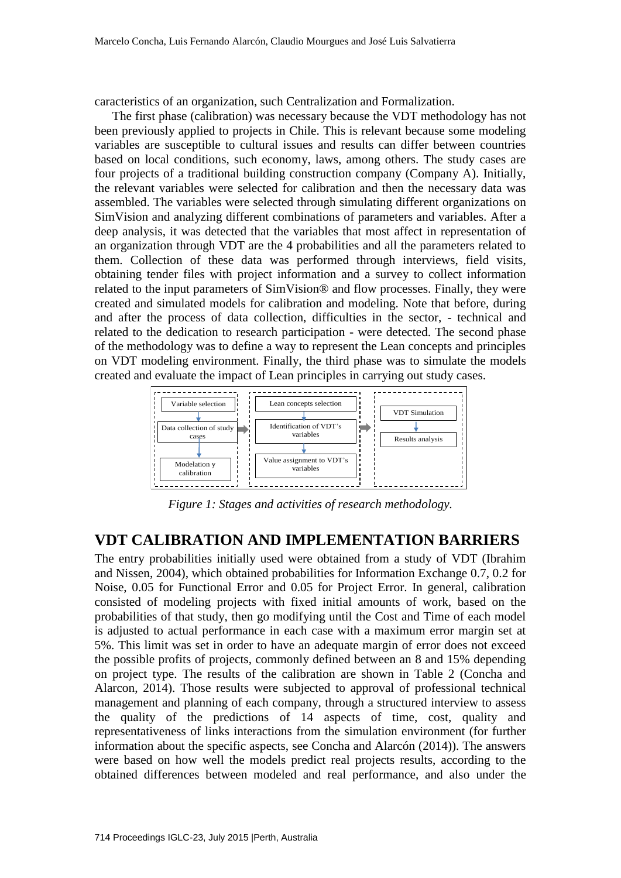caracteristics of an organization, such Centralization and Formalization.

The first phase (calibration) was necessary because the VDT methodology has not been previously applied to projects in Chile. This is relevant because some modeling variables are susceptible to cultural issues and results can differ between countries based on local conditions, such economy, laws, among others. The study cases are four projects of a traditional building construction company (Company A). Initially, the relevant variables were selected for calibration and then the necessary data was assembled. The variables were selected through simulating different organizations on SimVision and analyzing different combinations of parameters and variables. After a deep analysis, it was detected that the variables that most affect in representation of an organization through VDT are the 4 probabilities and all the parameters related to them. Collection of these data was performed through interviews, field visits, obtaining tender files with project information and a survey to collect information related to the input parameters of SimVision® and flow processes. Finally, they were created and simulated models for calibration and modeling. Note that before, during and after the process of data collection, difficulties in the sector, - technical and related to the dedication to research participation - were detected. The second phase of the methodology was to define a way to represent the Lean concepts and principles on VDT modeling environment. Finally, the third phase was to simulate the models created and evaluate the impact of Lean principles in carrying out study cases.

| Stage 1 | Stage 2 | Stage 3 |
|---|---|---|
| Variable selection | Lean concepts selection | VDT Simulation |
| Data collection of study cases | Identification of VDT's variables | Results analysis |
| Modelation y calibration | Value assignment to VDT's variables | |

*Figure 1: Stages and activities of research methodology.*

## VDT CALIBRATION AND IMPLEMENTATION BARRIERS

The entry probabilities initially used were obtained from a study of VDT (Ibrahim and Nissen, 2004), which obtained probabilities for Information Exchange 0.7, 0.2 for Noise, 0.05 for Functional Error and 0.05 for Project Error. In general, calibration consisted of modeling projects with fixed initial amounts of work, based on the probabilities of that study, then go modifying until the Cost and Time of each model is adjusted to actual performance in each case with a maximum error margin set at 5%. This limit was set in order to have an adequate margin of error does not exceed the possible profits of projects, commonly defined between an 8 and 15% depending on project type. The results of the calibration are shown in Table 2 (Concha and Alarcon, 2014). Those results were subjected to approval of professional technical management and planning of each company, through a structured interview to assess the quality of the predictions of 14 aspects of time, cost, quality and representativeness of links interactions from the simulation environment (for further information about the specific aspects, see Concha and Alarcón (2014)). The answers were based on how well the models predict real projects results, according to the obtained differences between modeled and real performance, and also under the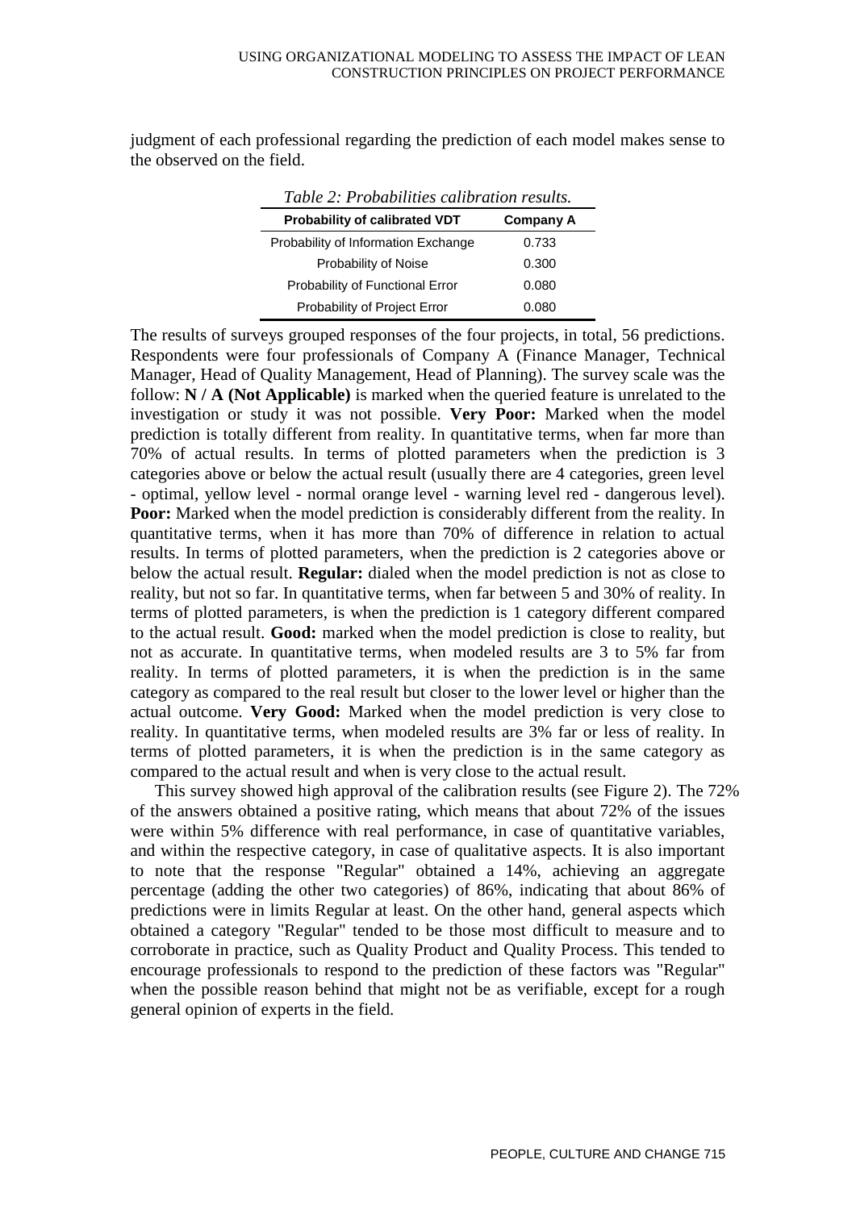judgment of each professional regarding the prediction of each model makes sense to the observed on the field.

*Table 2: Probabilities calibration results.*

| Probability of calibrated VDT | Company A |
|---|---|
| Probability of Information Exchange | 0.733 |
| Probability of Noise | 0.300 |
| Probability of Functional Error | 0.080 |
| Probability of Project Error | 0.080 |

The results of surveys grouped responses of the four projects, in total, 56 predictions. Respondents were four professionals of Company A (Finance Manager, Technical Manager, Head of Quality Management, Head of Planning). The survey scale was the follow: **N / A (Not Applicable)** is marked when the queried feature is unrelated to the investigation or study it was not possible. **Very Poor:** Marked when the model prediction is totally different from reality. In quantitative terms, when far more than 70% of actual results. In terms of plotted parameters when the prediction is 3 categories above or below the actual result (usually there are 4 categories, green level - optimal, yellow level - normal orange level - warning level red - dangerous level). **Poor:** Marked when the model prediction is considerably different from the reality. In quantitative terms, when it has more than 70% of difference in relation to actual results. In terms of plotted parameters, when the prediction is 2 categories above or below the actual result. **Regular:** dialed when the model prediction is not as close to reality, but not so far. In quantitative terms, when far between 5 and 30% of reality. In terms of plotted parameters, is when the prediction is 1 category different compared to the actual result. **Good:** marked when the model prediction is close to reality, but not as accurate. In quantitative terms, when modeled results are 3 to 5% far from reality. In terms of plotted parameters, it is when the prediction is in the same category as compared to the real result but closer to the lower level or higher than the actual outcome. **Very Good:** Marked when the model prediction is very close to reality. In quantitative terms, when modeled results are 3% far or less of reality. In terms of plotted parameters, it is when the prediction is in the same category as compared to the actual result and when is very close to the actual result.

This survey showed high approval of the calibration results (see Figure 2). The 72% of the answers obtained a positive rating, which means that about 72% of the issues were within 5% difference with real performance, in case of quantitative variables, and within the respective category, in case of qualitative aspects. It is also important to note that the response "Regular" obtained a 14%, achieving an aggregate percentage (adding the other two categories) of 86%, indicating that about 86% of predictions were in limits Regular at least. On the other hand, general aspects which obtained a category "Regular" tended to be those most difficult to measure and to corroborate in practice, such as Quality Product and Quality Process. This tended to encourage professionals to respond to the prediction of these factors was "Regular" when the possible reason behind that might not be as verifiable, except for a rough general opinion of experts in the field.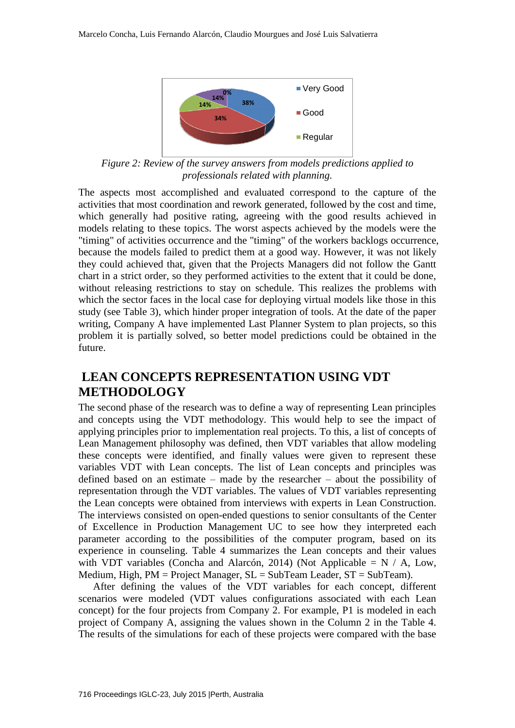Figure 2: Review of the survey answers from models predictions applied to professionals related with planning.

The aspects most accomplished and evaluated correspond to the capture of the activities that most coordination and rework generated, followed by the cost and time, which generally had positive rating, agreeing with the good results achieved in models relating to these topics. The worst aspects achieved by the models were the "timing" of activities occurrence and the "timing" of the workers backlogs occurrence, because the models failed to predict them at a good way. However, it was not likely they could achieved that, given that the Projects Managers did not follow the Gantt chart in a strict order, so they performed activities to the extent that it could be done, without releasing restrictions to stay on schedule. This realizes the problems with which the sector faces in the local case for deploying virtual models like those in this study (see Table 3), which hinder proper integration of tools. At the date of the paper writing, Company A have implemented Last Planner System to plan projects, so this problem it is partially solved, so better model predictions could be obtained in the future.

## LEAN CONCEPTS REPRESENTATION USING VDT METHODOLOGY

The second phase of the research was to define a way of representing Lean principles and concepts using the VDT methodology. This would help to see the impact of applying principles prior to implementation real projects. To this, a list of concepts of Lean Management philosophy was defined, then VDT variables that allow modeling these concepts were identified, and finally values were given to represent these variables VDT with Lean concepts. The list of Lean concepts and principles was defined based on an estimate – made by the researcher – about the possibility of representation through the VDT variables. The values of VDT variables representing the Lean concepts were obtained from interviews with experts in Lean Construction. The interviews consisted on open-ended questions to senior consultants of the Center of Excellence in Production Management UC to see how they interpreted each parameter according to the possibilities of the computer program, based on its experience in counseling. Table 4 summarizes the Lean concepts and their values with VDT variables (Concha and Alarcón, 2014) (Not Applicable = N / A, Low, Medium, High, PM = Project Manager, SL = SubTeam Leader, ST = SubTeam).

After defining the values of the VDT variables for each concept, different scenarios were modeled (VDT values configurations associated with each Lean concept) for the four projects from Company 2. For example, P1 is modeled in each project of Company A, assigning the values shown in the Column 2 in the Table 4. The results of the simulations for each of these projects were compared with the base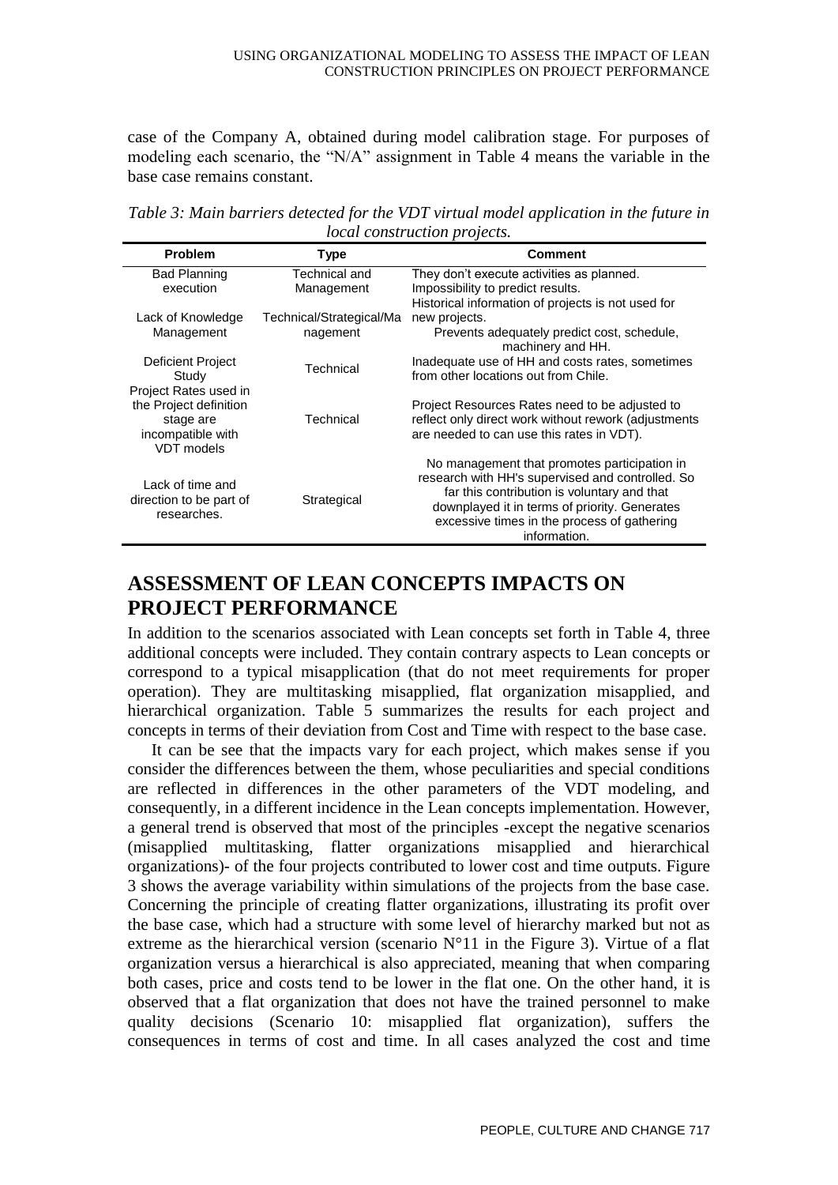case of the Company A, obtained during model calibration stage. For purposes of modeling each scenario, the "N/A" assignment in Table 4 means the variable in the base case remains constant.

*Table 3: Main barriers detected for the VDT virtual model application in the future in local construction projects.*

| Problem | Type | Comment |
|---|---|---|
| Bad Planning execution | Technical and Management | They don't execute activities as planned. Impossibility to predict results. |
| Lack of Knowledge Management | Technical/Strategical/Management | Historical information of projects is not used for new projects. Prevents adequately predict cost, schedule, machinery and HH. |
| Deficient Project Study | Technical | Inadequate use of HH and costs rates, sometimes from other locations out from Chile. |
| Project Rates used in the Project definition stage are incompatible with VDT models | Technical | Project Resources Rates need to be adjusted to reflect only direct work without rework (adjustments are needed to can use this rates in VDT). |
| Lack of time and direction to be part of researches. | Strategical | No management that promotes participation in research with HH's supervised and controlled. So far this contribution is voluntary and that downplayed it in terms of priority. Generates excessive times in the process of gathering information. |

## ASSESSMENT OF LEAN CONCEPTS IMPACTS ON PROJECT PERFORMANCE

In addition to the scenarios associated with Lean concepts set forth in Table 4, three additional concepts were included. They contain contrary aspects to Lean concepts or correspond to a typical misapplication (that do not meet requirements for proper operation). They are multitasking misapplied, flat organization misapplied, and hierarchical organization. Table 5 summarizes the results for each project and concepts in terms of their deviation from Cost and Time with respect to the base case.

It can be see that the impacts vary for each project, which makes sense if you consider the differences between the them, whose peculiarities and special conditions are reflected in differences in the other parameters of the VDT modeling, and consequently, in a different incidence in the Lean concepts implementation. However, a general trend is observed that most of the principles -except the negative scenarios (misapplied multitasking, flatter organizations misapplied and hierarchical organizations)- of the four projects contributed to lower cost and time outputs. Figure 3 shows the average variability within simulations of the projects from the base case. Concerning the principle of creating flatter organizations, illustrating its profit over the base case, which had a structure with some level of hierarchy marked but not as extreme as the hierarchical version (scenario N°11 in the Figure 3). Virtue of a flat organization versus a hierarchical is also appreciated, meaning that when comparing both cases, price and costs tend to be lower in the flat one. On the other hand, it is observed that a flat organization that does not have the trained personnel to make quality decisions (Scenario 10: misapplied flat organization), suffers the consequences in terms of cost and time. In all cases analyzed the cost and time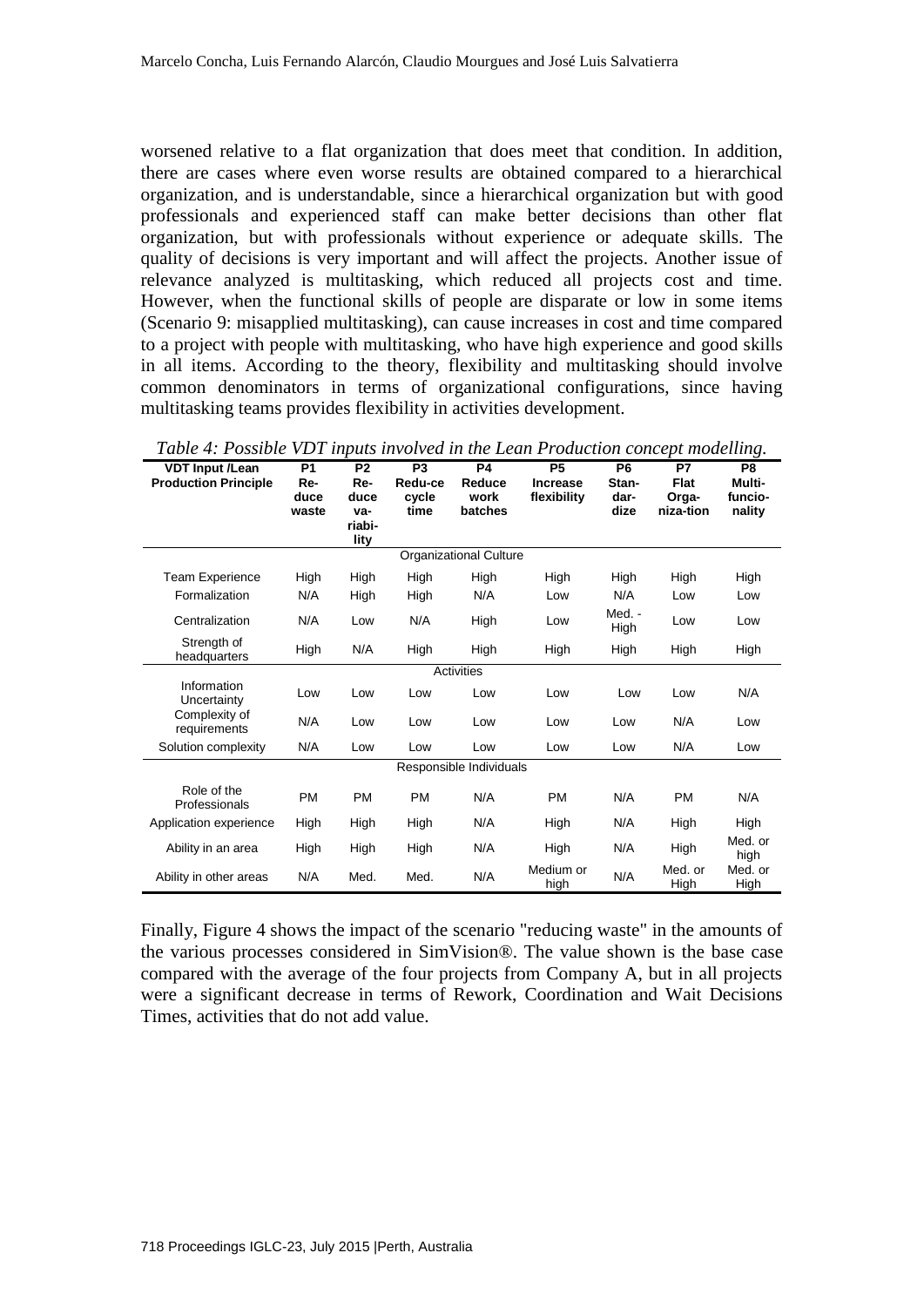worsened relative to a flat organization that does meet that condition. In addition, there are cases where even worse results are obtained compared to a hierarchical organization, and is understandable, since a hierarchical organization but with good professionals and experienced staff can make better decisions than other flat organization, but with professionals without experience or adequate skills. The quality of decisions is very important and will affect the projects. Another issue of relevance analyzed is multitasking, which reduced all projects cost and time. However, when the functional skills of people are disparate or low in some items (Scenario 9: misapplied multitasking), can cause increases in cost and time compared to a project with people with multitasking, who have high experience and good skills in all items. According to the theory, flexibility and multitasking should involve common denominators in terms of organizational configurations, since having multitasking teams provides flexibility in activities development.

*Table 4: Possible VDT inputs involved in the Lean Production concept modelling.*

| VDT Input /Lean Production Principle | P1 Re-duce waste | P2 Re-duce va-riabi-lity | P3 Redu-ce cycle time | P4 Reduce work batches | P5 Increase flexibility | P6 Stan-dar-dize | P7 Flat Orga-niza-tion | P8 Multi-funcio-nality |
|---|---|---|---|---|---|---|---|---|
| | | | | Organizational Culture | | | | |
| Team Experience | High | High | High | High | High | High | High | High |
| Formalization | N/A | High | High | N/A | Low | N/A | Low | Low |
| Centralization | N/A | Low | N/A | High | Low | Med. - High | Low | Low |
| Strength of headquarters | High | N/A | High | High | High | High | High | High |
| | | | | Activities | | | | |
| Information Uncertainty | Low | Low | Low | Low | Low | Low | Low | N/A |
| Complexity of requirements | N/A | Low | Low | Low | Low | Low | N/A | Low |
| Solution complexity | N/A | Low | Low | Low | Low | Low | N/A | Low |
| | | | | Responsible Individuals | | | | |
| Role of the Professionals | PM | PM | PM | N/A | PM | N/A | PM | N/A |
| Application experience | High | High | High | N/A | High | N/A | High | High |
| Ability in an area | High | High | High | N/A | High | N/A | High | Med. or high |
| Ability in other areas | N/A | Med. | Med. | N/A | Medium or high | N/A | Med. or High | Med. or High |

Finally, Figure 4 shows the impact of the scenario "reducing waste" in the amounts of the various processes considered in SimVision®. The value shown is the base case compared with the average of the four projects from Company A, but in all projects were a significant decrease in terms of Rework, Coordination and Wait Decisions Times, activities that do not add value.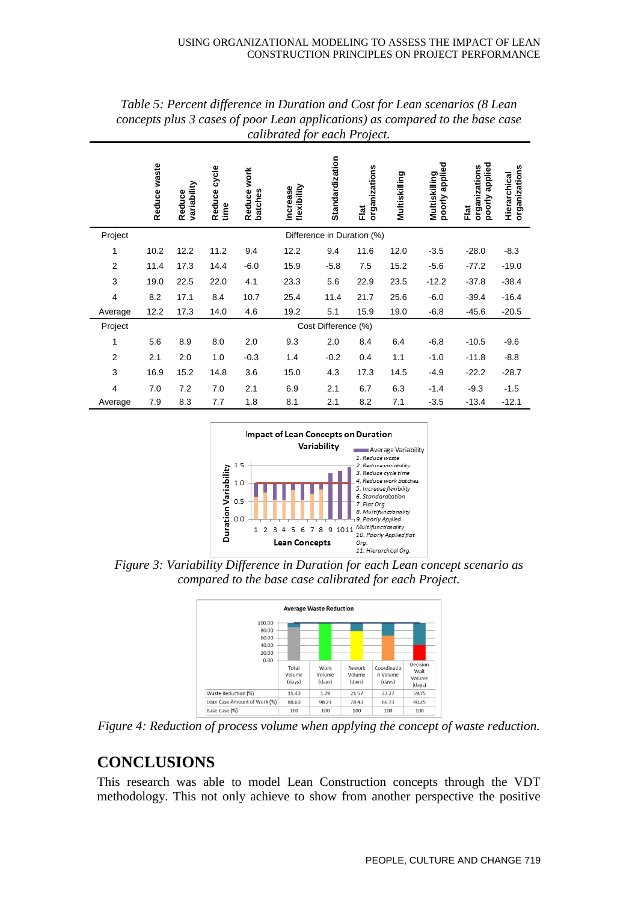*Table 5: Percent difference in Duration and Cost for Lean scenarios (8 Lean concepts plus 3 cases of poor Lean applications) as compared to the base case calibrated for each Project.*

| | Reduce waste | Reduce variability | Reduce cycle time | Reduce work batches | Increase flexibility | Standardization | Flat organizations | Multiskilling | Multiskilling poorly applied | Flat organizations poorly applied | Hierarchical organizations |
|---|---|---|---|---|---|---|---|---|---|---|---|
| Project | Difference in Duration (%) | | | | | | | | | | |
| 1 | 10.2 | 12.2 | 11.2 | 9.4 | 12.2 | 9.4 | 11.6 | 12.0 | -3.5 | -28.0 | -8.3 |
| 2 | 11.4 | 17.3 | 14.4 | -6.0 | 15.9 | -5.8 | 7.5 | 15.2 | -5.6 | -77.2 | -19.0 |
| 3 | 19.0 | 22.5 | 22.0 | 4.1 | 23.3 | 5.6 | 22.9 | 23.5 | -12.2 | -37.8 | -38.4 |
| 4 | 8.2 | 17.1 | 8.4 | 10.7 | 25.4 | 11.4 | 21.7 | 25.6 | -6.0 | -39.4 | -16.4 |
| Average | 12.2 | 17.3 | 14.0 | 4.6 | 19.2 | 5.1 | 15.9 | 19.0 | -6.8 | -45.6 | -20.5 |
| Project | Cost Difference (%) | | | | | | | | | | |
| 1 | 5.6 | 8.9 | 8.0 | 2.0 | 9.3 | 2.0 | 8.4 | 6.4 | -6.8 | -10.5 | -9.6 |
| 2 | 2.1 | 2.0 | 1.0 | -0.3 | 1.4 | -0.2 | 0.4 | 1.1 | -1.0 | -11.8 | -8.8 |
| 3 | 16.9 | 15.2 | 14.8 | 3.6 | 15.0 | 4.3 | 17.3 | 14.5 | -4.9 | -22.2 | -28.7 |
| 4 | 7.0 | 7.2 | 7.0 | 2.1 | 6.9 | 2.1 | 6.7 | 6.3 | -1.4 | -9.3 | -1.5 |
| Average | 7.9 | 8.3 | 7.7 | 1.8 | 8.1 | 2.1 | 8.2 | 7.1 | -3.5 | -13.4 | -12.1 |

*Figure 3: Variability Difference in Duration for each Lean concept scenario as compared to the base case calibrated for each Project.*

*Figure 4: Reduction of process volume when applying the concept of waste reduction.*

## CONCLUSIONS

This research was able to model Lean Construction concepts through the VDT methodology. This not only achieve to show from another perspective the positive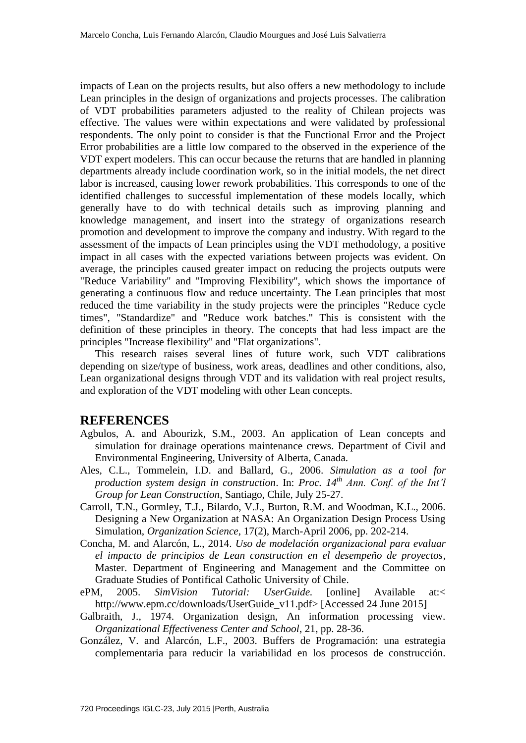impacts of Lean on the projects results, but also offers a new methodology to include Lean principles in the design of organizations and projects processes. The calibration of VDT probabilities parameters adjusted to the reality of Chilean projects was effective. The values were within expectations and were validated by professional respondents. The only point to consider is that the Functional Error and the Project Error probabilities are a little low compared to the observed in the experience of the VDT expert modelers. This can occur because the returns that are handled in planning departments already include coordination work, so in the initial models, the net direct labor is increased, causing lower rework probabilities. This corresponds to one of the identified challenges to successful implementation of these models locally, which generally have to do with technical details such as improving planning and knowledge management, and insert into the strategy of organizations research promotion and development to improve the company and industry. With regard to the assessment of the impacts of Lean principles using the VDT methodology, a positive impact in all cases with the expected variations between projects was evident. On average, the principles caused greater impact on reducing the projects outputs were "Reduce Variability" and "Improving Flexibility", which shows the importance of generating a continuous flow and reduce uncertainty. The Lean principles that most reduced the time variability in the study projects were the principles "Reduce cycle times", "Standardize" and "Reduce work batches." This is consistent with the definition of these principles in theory. The concepts that had less impact are the principles "Increase flexibility" and "Flat organizations".

This research raises several lines of future work, such VDT calibrations depending on size/type of business, work areas, deadlines and other conditions, also, Lean organizational designs through VDT and its validation with real project results, and exploration of the VDT modeling with other Lean concepts.

## REFERENCES

Agbulos, A. and Abourizk, S.M., 2003. An application of Lean concepts and simulation for drainage operations maintenance crews. Department of Civil and Environmental Engineering, University of Alberta, Canada.

Ales, C.L., Tommelein, I.D. and Ballard, G., 2006. *Simulation as a tool for production system design in construction*. In: *Proc. 14th Ann. Conf. of the Int'l Group for Lean Construction*, Santiago, Chile, July 25-27.

Carroll, T.N., Gormley, T.J., Bilardo, V.J., Burton, R.M. and Woodman, K.L., 2006. Designing a New Organization at NASA: An Organization Design Process Using Simulation, *Organization Science*, 17(2), March-April 2006, pp. 202-214.

Concha, M. and Alarcón, L., 2014. *Uso de modelación organizacional para evaluar el impacto de principios de Lean construction en el desempeño de proyectos*, Master. Department of Engineering and Management and the Committee on Graduate Studies of Pontifical Catholic University of Chile.

ePM, 2005. *SimVision Tutorial: UserGuide.* [online] Available at:< http://www.epm.cc/downloads/UserGuide_v11.pdf> [Accessed 24 June 2015]

Galbraith, J., 1974. Organization design, An information processing view. *Organizational Effectiveness Center and School*, 21, pp. 28-36.

González, V. and Alarcón, L.F., 2003. Buffers de Programación: una estrategia complementaria para reducir la variabilidad en los procesos de construcción.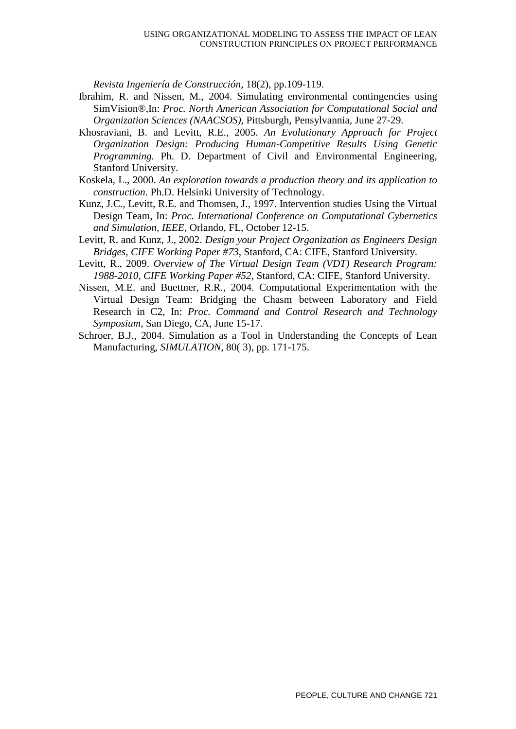*Revista Ingeniería de Construcción*, 18(2), pp.109-119.

Ibrahim, R. and Nissen, M., 2004. Simulating environmental contingencies using SimVision®,In: *Proc. North American Association for Computational Social and Organization Sciences (NAACSOS),* Pittsburgh, Pensylvannia, June 27-29.

Khosraviani, B. and Levitt, R.E., 2005. *An Evolutionary Approach for Project Organization Design: Producing Human-Competitive Results Using Genetic Programming.* Ph. D. Department of Civil and Environmental Engineering, Stanford University.

Koskela, L., 2000. *An exploration towards a production theory and its application to construction*. Ph.D. Helsinki University of Technology.

Kunz, J.C., Levitt, R.E. and Thomsen, J., 1997. Intervention studies Using the Virtual Design Team, In: *Proc. International Conference on Computational Cybernetics and Simulation, IEEE*, Orlando, FL, October 12-15.

Levitt, R. and Kunz, J., 2002. *Design your Project Organization as Engineers Design Bridges*, *CIFE Working Paper #73*, Stanford, CA: CIFE, Stanford University.

Levitt, R., 2009. *Overview of The Virtual Design Team (VDT) Research Program: 1988-2010, CIFE Working Paper #52*, Stanford, CA: CIFE, Stanford University.

Nissen, M.E. and Buettner, R.R., 2004. Computational Experimentation with the Virtual Design Team: Bridging the Chasm between Laboratory and Field Research in C2, In: *Proc. Command and Control Research and Technology Symposium*, San Diego, CA, June 15-17.

Schroer, B.J., 2004. Simulation as a Tool in Understanding the Concepts of Lean Manufacturing, *SIMULATION*, 80( 3), pp. 171-175.